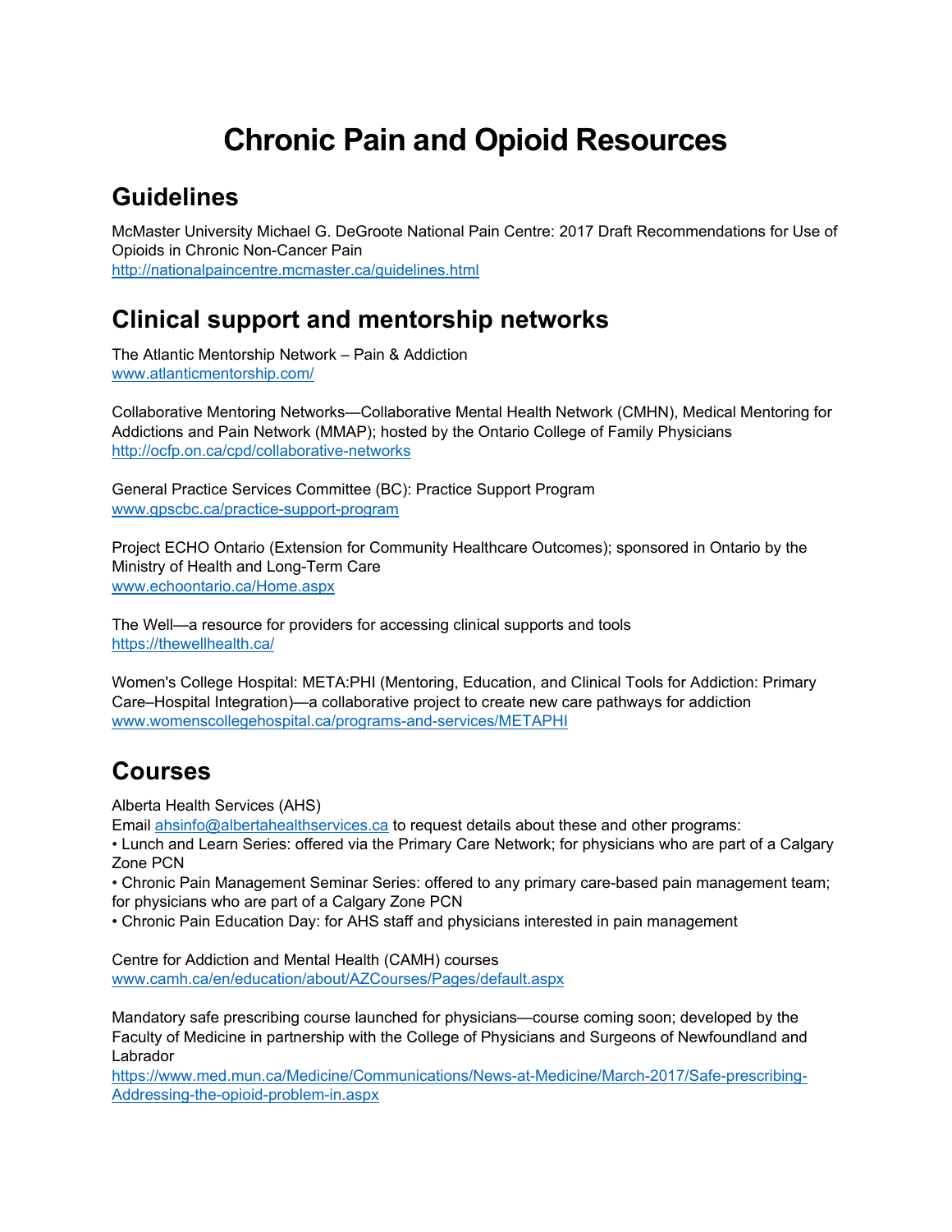# Chronic Pain and Opioid Resources

## Guidelines

McMaster University Michael G. DeGroote National Pain Centre: 2017 Draft Recommendations for Use of Opioids in Chronic Non-Cancer Pain
http://nationalpaincentre.mcmaster.ca/guidelines.html

## Clinical support and mentorship networks

The Atlantic Mentorship Network – Pain & Addiction
www.atlanticmentorship.com/

Collaborative Mentoring Networks—Collaborative Mental Health Network (CMHN), Medical Mentoring for Addictions and Pain Network (MMAP); hosted by the Ontario College of Family Physicians
http://ocfp.on.ca/cpd/collaborative-networks

General Practice Services Committee (BC): Practice Support Program
www.gpscbc.ca/practice-support-program

Project ECHO Ontario (Extension for Community Healthcare Outcomes); sponsored in Ontario by the Ministry of Health and Long-Term Care
www.echoontario.ca/Home.aspx

The Well—a resource for providers for accessing clinical supports and tools
https://thewellhealth.ca/

Women's College Hospital: META:PHI (Mentoring, Education, and Clinical Tools for Addiction: Primary Care–Hospital Integration)—a collaborative project to create new care pathways for addiction
www.womenscollegehospital.ca/programs-and-services/METAPHI

## Courses

Alberta Health Services (AHS)
Email ahsinfo@albertahealthservices.ca to request details about these and other programs:

- Lunch and Learn Series: offered via the Primary Care Network; for physicians who are part of a Calgary Zone PCN
- Chronic Pain Management Seminar Series: offered to any primary care-based pain management team; for physicians who are part of a Calgary Zone PCN
- Chronic Pain Education Day: for AHS staff and physicians interested in pain management

Centre for Addiction and Mental Health (CAMH) courses
www.camh.ca/en/education/about/AZCourses/Pages/default.aspx

Mandatory safe prescribing course launched for physicians—course coming soon; developed by the Faculty of Medicine in partnership with the College of Physicians and Surgeons of Newfoundland and Labrador
https://www.med.mun.ca/Medicine/Communications/News-at-Medicine/March-2017/Safe-prescribing-Addressing-the-opioid-problem-in.aspx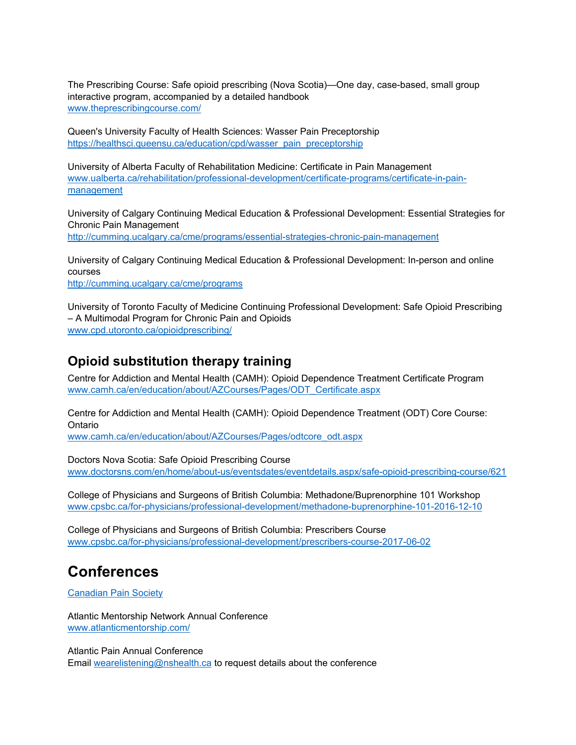The Prescribing Course: Safe opioid prescribing (Nova Scotia)—One day, case-based, small group interactive program, accompanied by a detailed handbook
[www.theprescribingcourse.com/](www.theprescribingcourse.com/)

Queen's University Faculty of Health Sciences: Wasser Pain Preceptorship
[https://healthsci.queensu.ca/education/cpd/wasser_pain_preceptorship](https://healthsci.queensu.ca/education/cpd/wasser_pain_preceptorship)

University of Alberta Faculty of Rehabilitation Medicine: Certificate in Pain Management
[www.ualberta.ca/rehabilitation/professional-development/certificate-programs/certificate-in-pain-management](www.ualberta.ca/rehabilitation/professional-development/certificate-programs/certificate-in-pain-management)

University of Calgary Continuing Medical Education & Professional Development: Essential Strategies for Chronic Pain Management
[http://cumming.ucalgary.ca/cme/programs/essential-strategies-chronic-pain-management](http://cumming.ucalgary.ca/cme/programs/essential-strategies-chronic-pain-management)

University of Calgary Continuing Medical Education & Professional Development: In-person and online courses
[http://cumming.ucalgary.ca/cme/programs](http://cumming.ucalgary.ca/cme/programs)

University of Toronto Faculty of Medicine Continuing Professional Development: Safe Opioid Prescribing – A Multimodal Program for Chronic Pain and Opioids
[www.cpd.utoronto.ca/opioidprescribing/](www.cpd.utoronto.ca/opioidprescribing/)

## Opioid substitution therapy training

Centre for Addiction and Mental Health (CAMH): Opioid Dependence Treatment Certificate Program
[www.camh.ca/en/education/about/AZCourses/Pages/ODT_Certificate.aspx](www.camh.ca/en/education/about/AZCourses/Pages/ODT_Certificate.aspx)

Centre for Addiction and Mental Health (CAMH): Opioid Dependence Treatment (ODT) Core Course: Ontario
[www.camh.ca/en/education/about/AZCourses/Pages/odtcore_odt.aspx](www.camh.ca/en/education/about/AZCourses/Pages/odtcore_odt.aspx)

Doctors Nova Scotia: Safe Opioid Prescribing Course
[www.doctorsns.com/en/home/about-us/eventsdates/eventdetails.aspx/safe-opioid-prescribing-course/621](www.doctorsns.com/en/home/about-us/eventsdates/eventdetails.aspx/safe-opioid-prescribing-course/621)

College of Physicians and Surgeons of British Columbia: Methadone/Buprenorphine 101 Workshop
[www.cpsbc.ca/for-physicians/professional-development/methadone-buprenorphine-101-2016-12-10](www.cpsbc.ca/for-physicians/professional-development/methadone-buprenorphine-101-2016-12-10)

College of Physicians and Surgeons of British Columbia: Prescribers Course
[www.cpsbc.ca/for-physicians/professional-development/prescribers-course-2017-06-02](www.cpsbc.ca/for-physicians/professional-development/prescribers-course-2017-06-02)

# Conferences

Canadian Pain Society

Atlantic Mentorship Network Annual Conference
[www.atlanticmentorship.com/](www.atlanticmentorship.com/)

Atlantic Pain Annual Conference
Email [wearelistening@nshealth.ca](mailto:wearelistening@nshealth.ca) to request details about the conference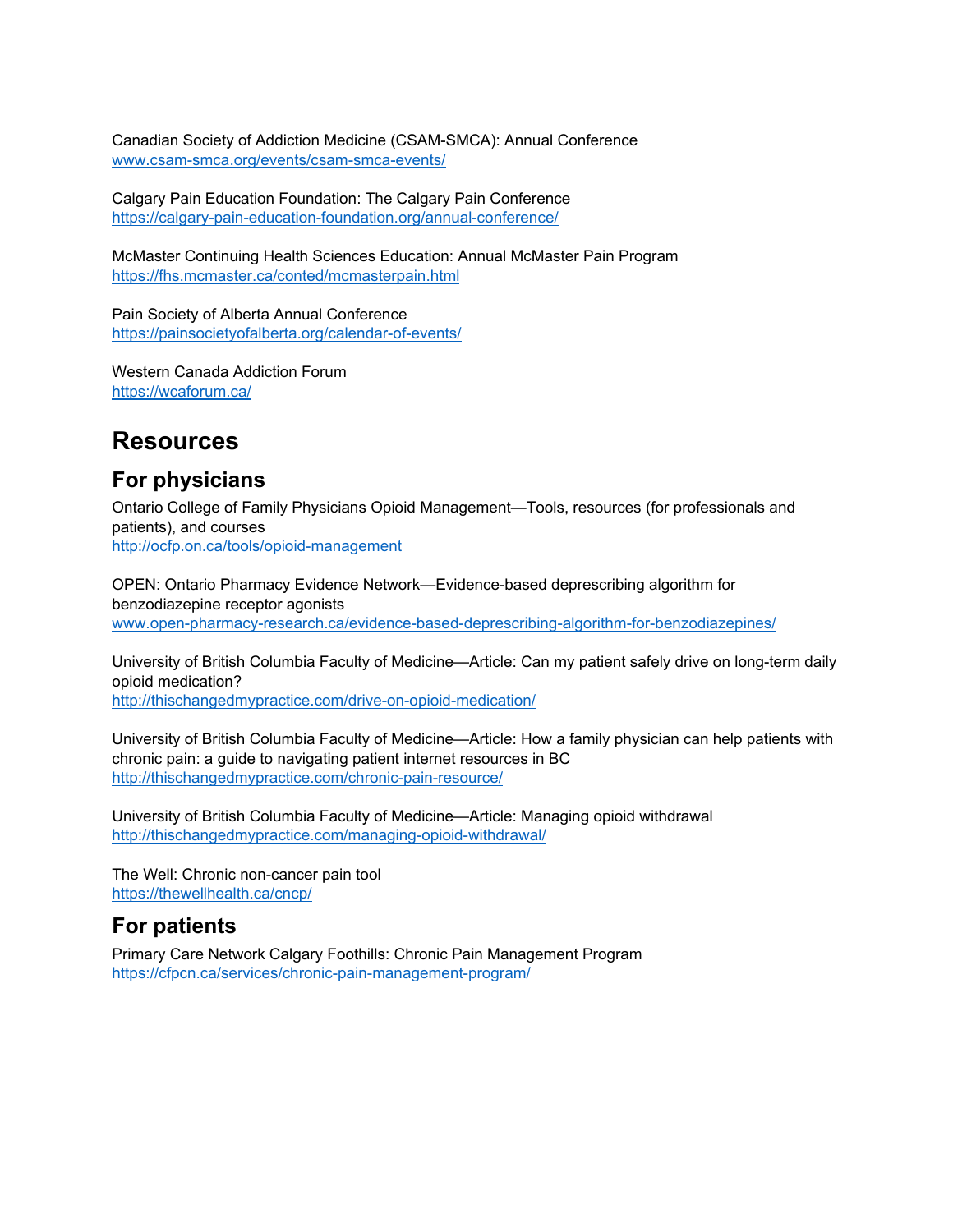Canadian Society of Addiction Medicine (CSAM-SMCA): Annual Conference
www.csam-smca.org/events/csam-smca-events/

Calgary Pain Education Foundation: The Calgary Pain Conference
https://calgary-pain-education-foundation.org/annual-conference/

McMaster Continuing Health Sciences Education: Annual McMaster Pain Program
https://fhs.mcmaster.ca/conted/mcmasterpain.html

Pain Society of Alberta Annual Conference
https://painsocietyofalberta.org/calendar-of-events/

Western Canada Addiction Forum
https://wcaforum.ca/

# Resources

## For physicians

Ontario College of Family Physicians Opioid Management—Tools, resources (for professionals and patients), and courses
http://ocfp.on.ca/tools/opioid-management

OPEN: Ontario Pharmacy Evidence Network—Evidence-based deprescribing algorithm for benzodiazepine receptor agonists
www.open-pharmacy-research.ca/evidence-based-deprescribing-algorithm-for-benzodiazepines/

University of British Columbia Faculty of Medicine—Article: Can my patient safely drive on long-term daily opioid medication?
http://thischangedmypractice.com/drive-on-opioid-medication/

University of British Columbia Faculty of Medicine—Article: How a family physician can help patients with chronic pain: a guide to navigating patient internet resources in BC
http://thischangedmypractice.com/chronic-pain-resource/

University of British Columbia Faculty of Medicine—Article: Managing opioid withdrawal
http://thischangedmypractice.com/managing-opioid-withdrawal/

The Well: Chronic non-cancer pain tool
https://thewellhealth.ca/cncp/

## For patients

Primary Care Network Calgary Foothills: Chronic Pain Management Program
https://cfpcn.ca/services/chronic-pain-management-program/